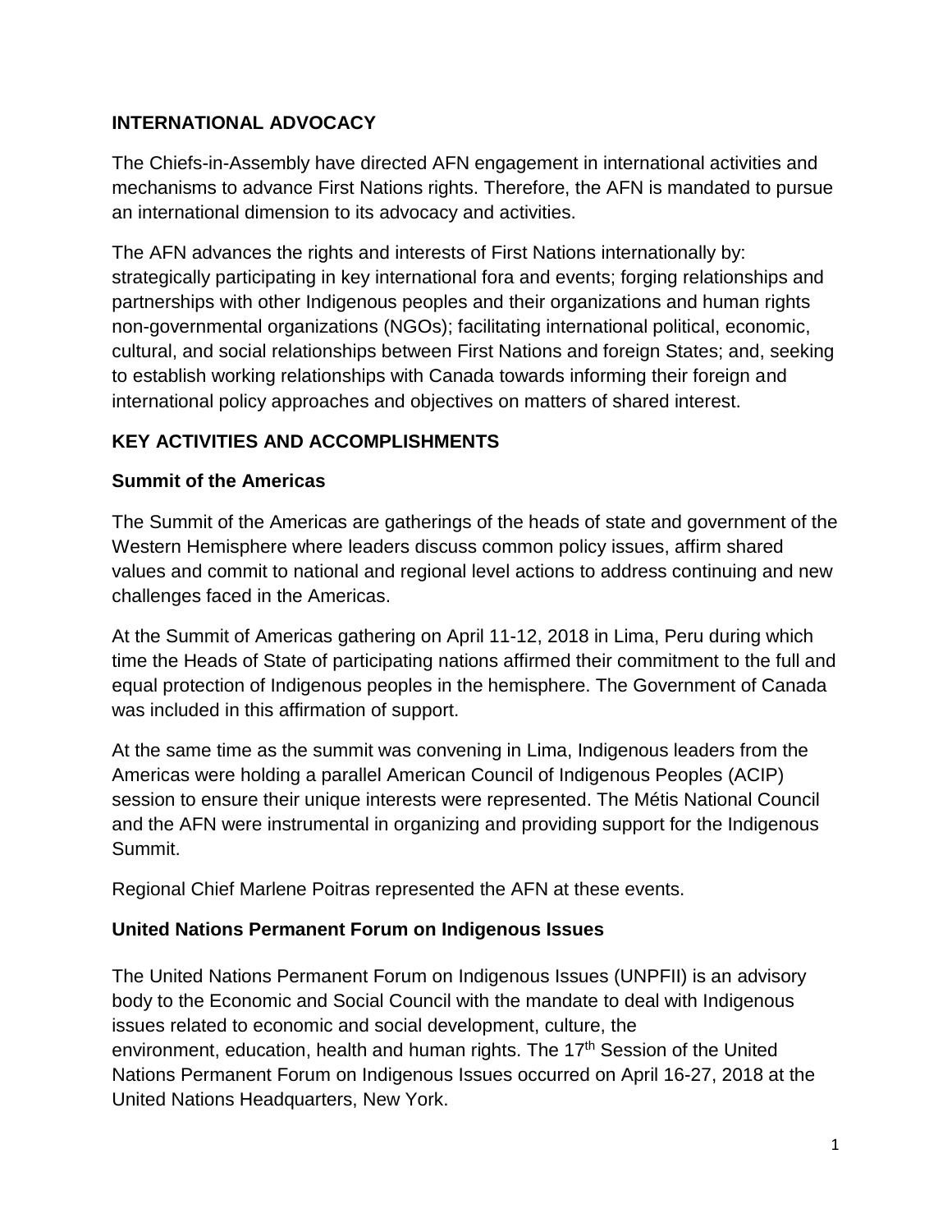## INTERNATIONAL ADVOCACY

The Chiefs-in-Assembly have directed AFN engagement in international activities and mechanisms to advance First Nations rights. Therefore, the AFN is mandated to pursue an international dimension to its advocacy and activities.

The AFN advances the rights and interests of First Nations internationally by: strategically participating in key international fora and events; forging relationships and partnerships with other Indigenous peoples and their organizations and human rights non-governmental organizations (NGOs); facilitating international political, economic, cultural, and social relationships between First Nations and foreign States; and, seeking to establish working relationships with Canada towards informing their foreign and international policy approaches and objectives on matters of shared interest.

## KEY ACTIVITIES AND ACCOMPLISHMENTS

### Summit of the Americas

The Summit of the Americas are gatherings of the heads of state and government of the Western Hemisphere where leaders discuss common policy issues, affirm shared values and commit to national and regional level actions to address continuing and new challenges faced in the Americas.

At the Summit of Americas gathering on April 11-12, 2018 in Lima, Peru during which time the Heads of State of participating nations affirmed their commitment to the full and equal protection of Indigenous peoples in the hemisphere. The Government of Canada was included in this affirmation of support.

At the same time as the summit was convening in Lima, Indigenous leaders from the Americas were holding a parallel American Council of Indigenous Peoples (ACIP) session to ensure their unique interests were represented. The Métis National Council and the AFN were instrumental in organizing and providing support for the Indigenous Summit.

Regional Chief Marlene Poitras represented the AFN at these events.

### United Nations Permanent Forum on Indigenous Issues

The United Nations Permanent Forum on Indigenous Issues (UNPFII) is an advisory body to the Economic and Social Council with the mandate to deal with Indigenous issues related to economic and social development, culture, the environment, education, health and human rights. The 17th Session of the United Nations Permanent Forum on Indigenous Issues occurred on April 16-27, 2018 at the United Nations Headquarters, New York.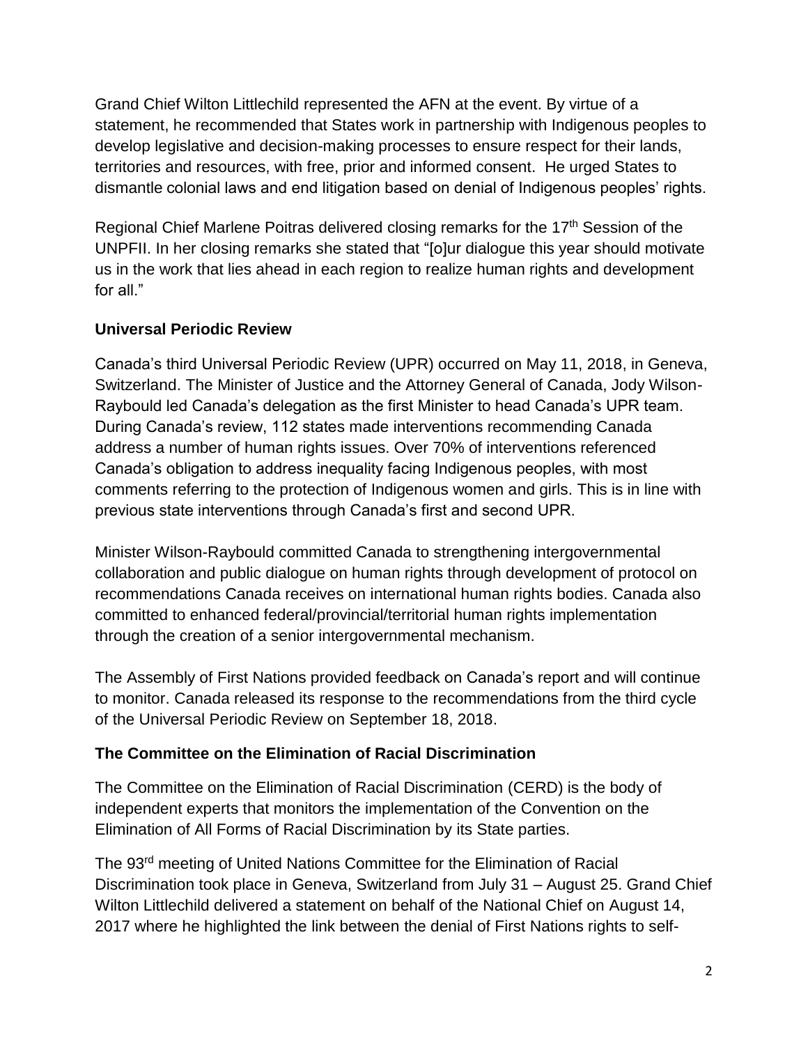Grand Chief Wilton Littlechild represented the AFN at the event. By virtue of a statement, he recommended that States work in partnership with Indigenous peoples to develop legislative and decision-making processes to ensure respect for their lands, territories and resources, with free, prior and informed consent. He urged States to dismantle colonial laws and end litigation based on denial of Indigenous peoples' rights.

Regional Chief Marlene Poitras delivered closing remarks for the 17th Session of the UNPFII. In her closing remarks she stated that "[o]ur dialogue this year should motivate us in the work that lies ahead in each region to realize human rights and development for all."

### Universal Periodic Review

Canada's third Universal Periodic Review (UPR) occurred on May 11, 2018, in Geneva, Switzerland. The Minister of Justice and the Attorney General of Canada, Jody Wilson-Raybould led Canada's delegation as the first Minister to head Canada's UPR team. During Canada's review, 112 states made interventions recommending Canada address a number of human rights issues. Over 70% of interventions referenced Canada's obligation to address inequality facing Indigenous peoples, with most comments referring to the protection of Indigenous women and girls. This is in line with previous state interventions through Canada's first and second UPR.

Minister Wilson-Raybould committed Canada to strengthening intergovernmental collaboration and public dialogue on human rights through development of protocol on recommendations Canada receives on international human rights bodies. Canada also committed to enhanced federal/provincial/territorial human rights implementation through the creation of a senior intergovernmental mechanism.

The Assembly of First Nations provided feedback on Canada's report and will continue to monitor. Canada released its response to the recommendations from the third cycle of the Universal Periodic Review on September 18, 2018.

### The Committee on the Elimination of Racial Discrimination

The Committee on the Elimination of Racial Discrimination (CERD) is the body of independent experts that monitors the implementation of the Convention on the Elimination of All Forms of Racial Discrimination by its State parties.

The 93rd meeting of United Nations Committee for the Elimination of Racial Discrimination took place in Geneva, Switzerland from July 31 – August 25. Grand Chief Wilton Littlechild delivered a statement on behalf of the National Chief on August 14, 2017 where he highlighted the link between the denial of First Nations rights to self-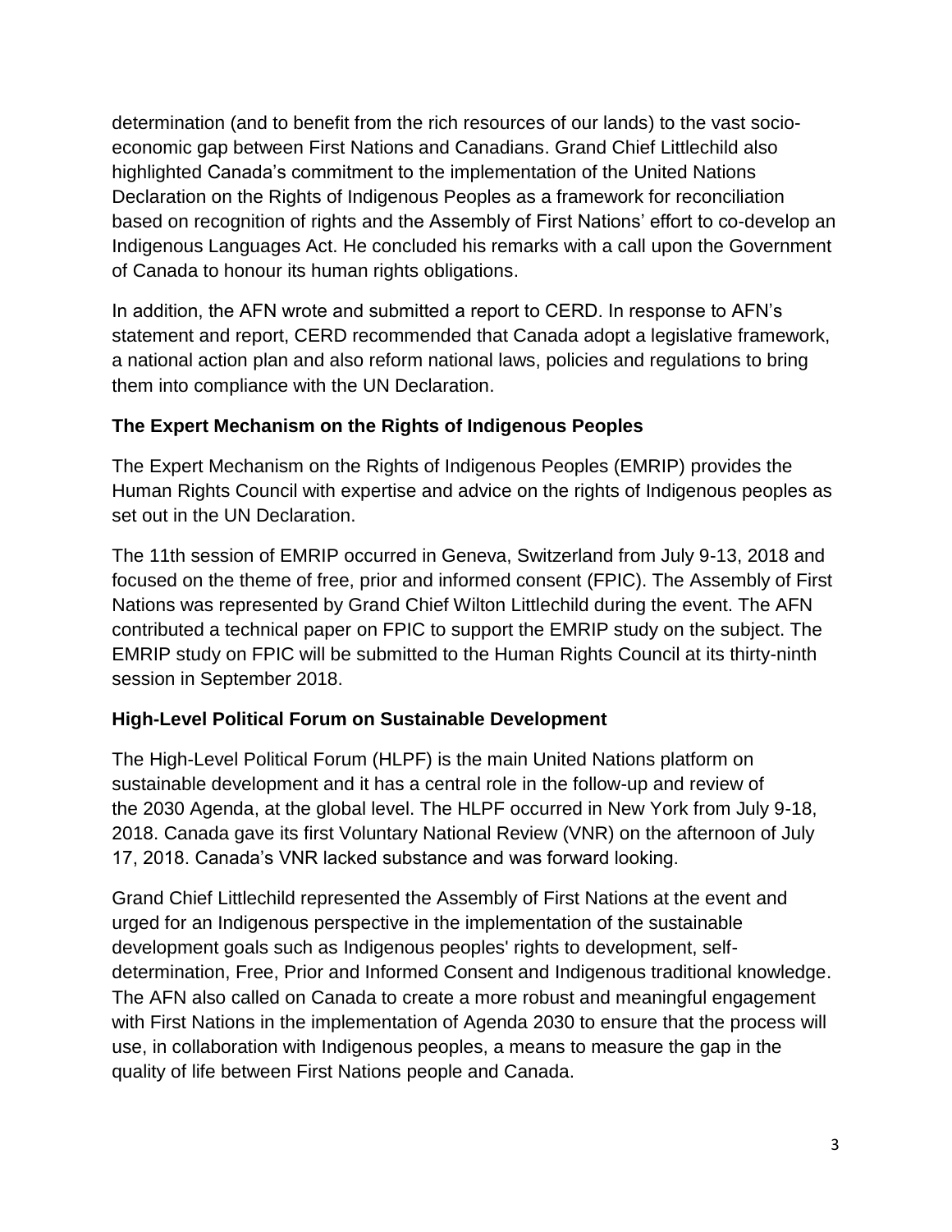determination (and to benefit from the rich resources of our lands) to the vast socio-economic gap between First Nations and Canadians. Grand Chief Littlechild also highlighted Canada's commitment to the implementation of the United Nations Declaration on the Rights of Indigenous Peoples as a framework for reconciliation based on recognition of rights and the Assembly of First Nations' effort to co-develop an Indigenous Languages Act. He concluded his remarks with a call upon the Government of Canada to honour its human rights obligations.

In addition, the AFN wrote and submitted a report to CERD. In response to AFN's statement and report, CERD recommended that Canada adopt a legislative framework, a national action plan and also reform national laws, policies and regulations to bring them into compliance with the UN Declaration.

**The Expert Mechanism on the Rights of Indigenous Peoples**

The Expert Mechanism on the Rights of Indigenous Peoples (EMRIP) provides the Human Rights Council with expertise and advice on the rights of Indigenous peoples as set out in the UN Declaration.

The 11th session of EMRIP occurred in Geneva, Switzerland from July 9-13, 2018 and focused on the theme of free, prior and informed consent (FPIC). The Assembly of First Nations was represented by Grand Chief Wilton Littlechild during the event. The AFN contributed a technical paper on FPIC to support the EMRIP study on the subject. The EMRIP study on FPIC will be submitted to the Human Rights Council at its thirty-ninth session in September 2018.

**High-Level Political Forum on Sustainable Development**

The High-Level Political Forum (HLPF) is the main United Nations platform on sustainable development and it has a central role in the follow-up and review of the 2030 Agenda, at the global level. The HLPF occurred in New York from July 9-18, 2018. Canada gave its first Voluntary National Review (VNR) on the afternoon of July 17, 2018. Canada's VNR lacked substance and was forward looking.

Grand Chief Littlechild represented the Assembly of First Nations at the event and urged for an Indigenous perspective in the implementation of the sustainable development goals such as Indigenous peoples' rights to development, self-determination, Free, Prior and Informed Consent and Indigenous traditional knowledge. The AFN also called on Canada to create a more robust and meaningful engagement with First Nations in the implementation of Agenda 2030 to ensure that the process will use, in collaboration with Indigenous peoples, a means to measure the gap in the quality of life between First Nations people and Canada.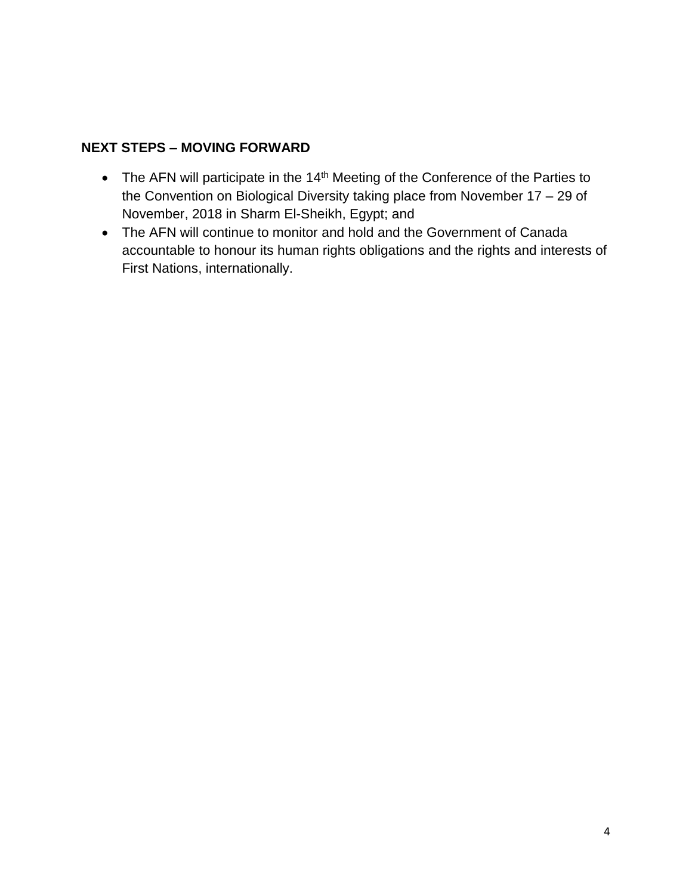**NEXT STEPS – MOVING FORWARD**

- The AFN will participate in the 14th Meeting of the Conference of the Parties to the Convention on Biological Diversity taking place from November 17 – 29 of November, 2018 in Sharm El-Sheikh, Egypt; and
- The AFN will continue to monitor and hold and the Government of Canada accountable to honour its human rights obligations and the rights and interests of First Nations, internationally.